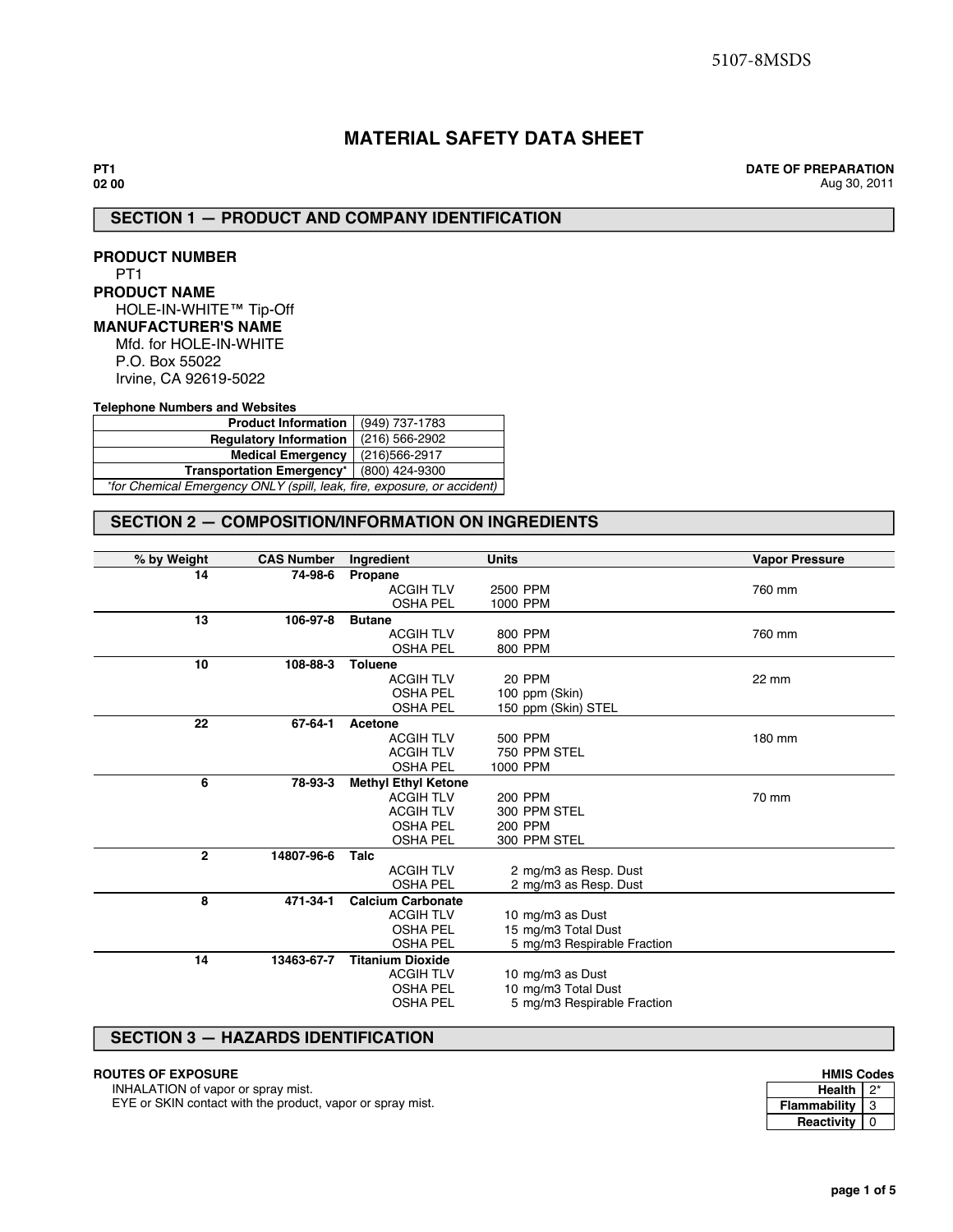5107-8MSDS

# MATERIAL SAFETY DATA SHEET

**PT1**
**02 00**

**DATE OF PREPARATION**
Aug 30, 2011

## SECTION 1 — PRODUCT AND COMPANY IDENTIFICATION

**PRODUCT NUMBER**
PT1

**PRODUCT NAME**
HOLE-IN-WHITE™ Tip-Off

**MANUFACTURER'S NAME**
Mfd. for HOLE-IN-WHITE
P.O. Box 55022
Irvine, CA 92619-5022

**Telephone Numbers and Websites**

| | |
|---|---|
| **Product Information** | (949) 737-1783 |
| **Regulatory Information** | (216) 566-2902 |
| **Medical Emergency** | (216)566-2917 |
| **Transportation Emergency*** | (800) 424-9300 |

*\*for Chemical Emergency ONLY (spill, leak, fire, exposure, or accident)*

## SECTION 2 — COMPOSITION/INFORMATION ON INGREDIENTS

| % by Weight | CAS Number | Ingredient | Units | | Vapor Pressure |
|---|---|---|---|---|---|
| **14** | **74-98-6** | **Propane** | | | |
| | | | ACGIH TLV | 2500 PPM | 760 mm |
| | | | OSHA PEL | 1000 PPM | |
| **13** | **106-97-8** | **Butane** | | | |
| | | | ACGIH TLV | 800 PPM | 760 mm |
| | | | OSHA PEL | 800 PPM | |
| **10** | **108-88-3** | **Toluene** | | | |
| | | | ACGIH TLV | 20 PPM | 22 mm |
| | | | OSHA PEL | 100 ppm (Skin) | |
| | | | OSHA PEL | 150 ppm (Skin) STEL | |
| **22** | **67-64-1** | **Acetone** | | | |
| | | | ACGIH TLV | 500 PPM | 180 mm |
| | | | ACGIH TLV | 750 PPM STEL | |
| | | | OSHA PEL | 1000 PPM | |
| **6** | **78-93-3** | **Methyl Ethyl Ketone** | | | |
| | | | ACGIH TLV | 200 PPM | 70 mm |
| | | | ACGIH TLV | 300 PPM STEL | |
| | | | OSHA PEL | 200 PPM | |
| | | | OSHA PEL | 300 PPM STEL | |
| **2** | **14807-96-6** | **Talc** | | | |
| | | | ACGIH TLV | 2 mg/m3 as Resp. Dust | |
| | | | OSHA PEL | 2 mg/m3 as Resp. Dust | |
| **8** | **471-34-1** | **Calcium Carbonate** | | | |
| | | | ACGIH TLV | 10 mg/m3 as Dust | |
| | | | OSHA PEL | 15 mg/m3 Total Dust | |
| | | | OSHA PEL | 5 mg/m3 Respirable Fraction | |
| **14** | **13463-67-7** | **Titanium Dioxide** | | | |
| | | | ACGIH TLV | 10 mg/m3 as Dust | |
| | | | OSHA PEL | 10 mg/m3 Total Dust | |
| | | | OSHA PEL | 5 mg/m3 Respirable Fraction | |

## SECTION 3 — HAZARDS IDENTIFICATION

**ROUTES OF EXPOSURE**
INHALATION of vapor or spray mist.
EYE or SKIN contact with the product, vapor or spray mist.

**HMIS Codes**

| | |
|---|---|
| **Health** | 2* |
| **Flammability** | 3 |
| **Reactivity** | 0 |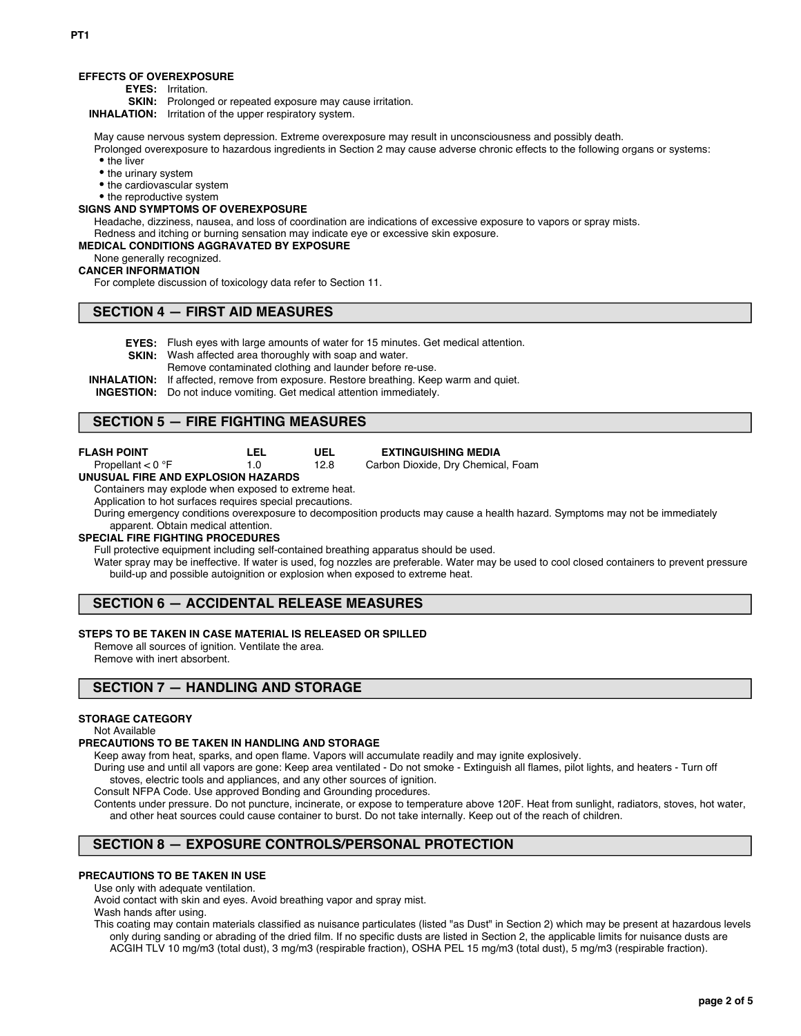**EFFECTS OF OVEREXPOSURE**

**EYES:** Irritation.
**SKIN:** Prolonged or repeated exposure may cause irritation.
**INHALATION:** Irritation of the upper respiratory system.

May cause nervous system depression. Extreme overexposure may result in unconsciousness and possibly death.
Prolonged overexposure to hazardous ingredients in Section 2 may cause adverse chronic effects to the following organs or systems:

- the liver
- the urinary system
- the cardiovascular system
- the reproductive system

**SIGNS AND SYMPTOMS OF OVEREXPOSURE**

Headache, dizziness, nausea, and loss of coordination are indications of excessive exposure to vapors or spray mists.
Redness and itching or burning sensation may indicate eye or excessive skin exposure.

**MEDICAL CONDITIONS AGGRAVATED BY EXPOSURE**

None generally recognized.

**CANCER INFORMATION**

For complete discussion of toxicology data refer to Section 11.

## SECTION 4 — FIRST AID MEASURES

**EYES:** Flush eyes with large amounts of water for 15 minutes. Get medical attention.
**SKIN:** Wash affected area thoroughly with soap and water.
Remove contaminated clothing and launder before re-use.
**INHALATION:** If affected, remove from exposure. Restore breathing. Keep warm and quiet.
**INGESTION:** Do not induce vomiting. Get medical attention immediately.

## SECTION 5 — FIRE FIGHTING MEASURES

| FLASH POINT | LEL | UEL | EXTINGUISHING MEDIA |
|---|---|---|---|
| Propellant < 0 °F | 1.0 | 12.8 | Carbon Dioxide, Dry Chemical, Foam |

**UNUSUAL FIRE AND EXPLOSION HAZARDS**

Containers may explode when exposed to extreme heat.
Application to hot surfaces requires special precautions.
During emergency conditions overexposure to decomposition products may cause a health hazard. Symptoms may not be immediately apparent. Obtain medical attention.

**SPECIAL FIRE FIGHTING PROCEDURES**

Full protective equipment including self-contained breathing apparatus should be used.
Water spray may be ineffective. If water is used, fog nozzles are preferable. Water may be used to cool closed containers to prevent pressure build-up and possible autoignition or explosion when exposed to extreme heat.

## SECTION 6 — ACCIDENTAL RELEASE MEASURES

**STEPS TO BE TAKEN IN CASE MATERIAL IS RELEASED OR SPILLED**

Remove all sources of ignition. Ventilate the area.
Remove with inert absorbent.

## SECTION 7 — HANDLING AND STORAGE

**STORAGE CATEGORY**

Not Available

**PRECAUTIONS TO BE TAKEN IN HANDLING AND STORAGE**

Keep away from heat, sparks, and open flame. Vapors will accumulate readily and may ignite explosively.
During use and until all vapors are gone: Keep area ventilated - Do not smoke - Extinguish all flames, pilot lights, and heaters - Turn off stoves, electric tools and appliances, and any other sources of ignition.
Consult NFPA Code. Use approved Bonding and Grounding procedures.
Contents under pressure. Do not puncture, incinerate, or expose to temperature above 120F. Heat from sunlight, radiators, stoves, hot water, and other heat sources could cause container to burst. Do not take internally. Keep out of the reach of children.

## SECTION 8 — EXPOSURE CONTROLS/PERSONAL PROTECTION

**PRECAUTIONS TO BE TAKEN IN USE**

Use only with adequate ventilation.
Avoid contact with skin and eyes. Avoid breathing vapor and spray mist.
Wash hands after using.
This coating may contain materials classified as nuisance particulates (listed "as Dust" in Section 2) which may be present at hazardous levels only during sanding or abrading of the dried film. If no specific dusts are listed in Section 2, the applicable limits for nuisance dusts are ACGIH TLV 10 mg/m3 (total dust), 3 mg/m3 (respirable fraction), OSHA PEL 15 mg/m3 (total dust), 5 mg/m3 (respirable fraction).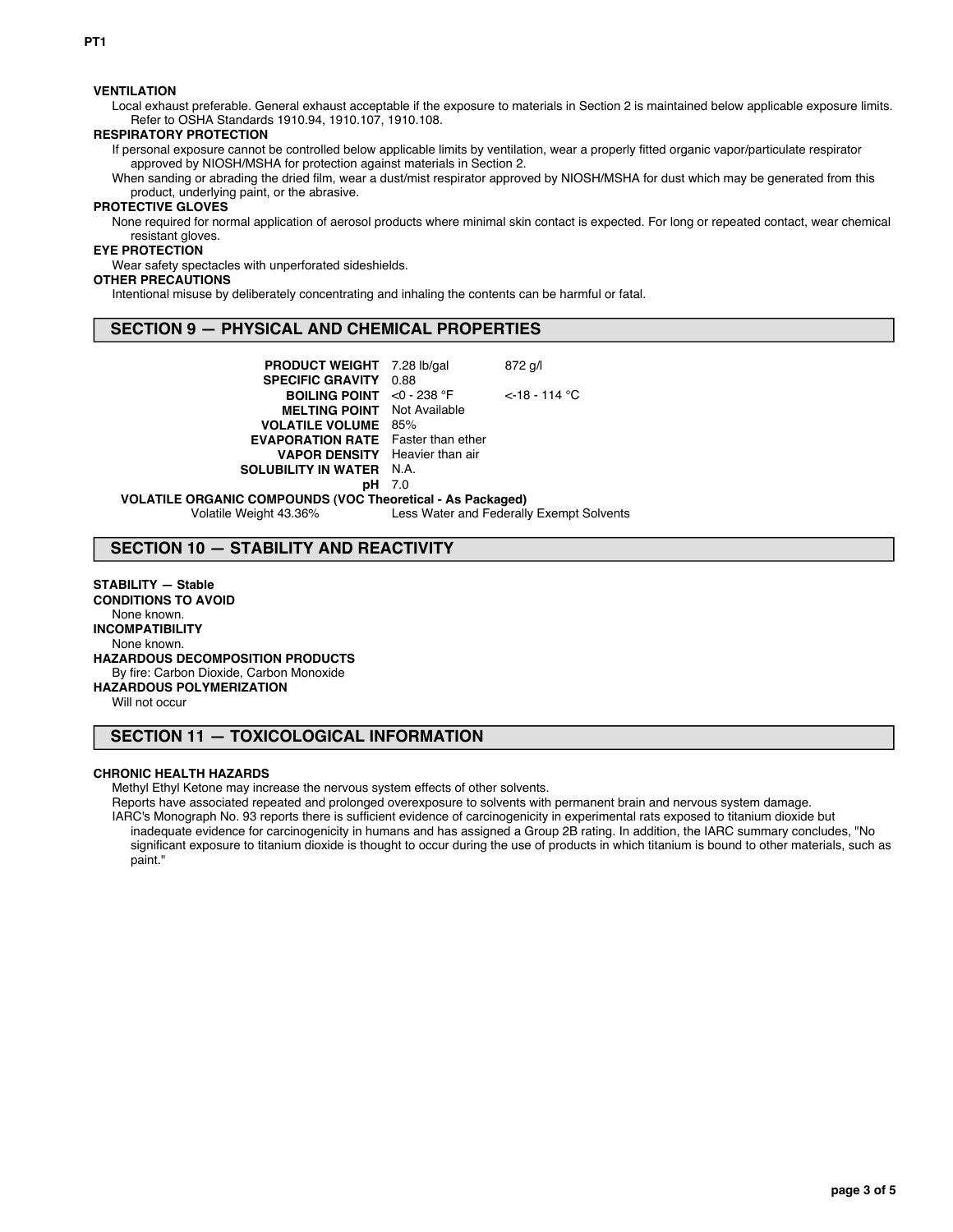**VENTILATION**

Local exhaust preferable. General exhaust acceptable if the exposure to materials in Section 2 is maintained below applicable exposure limits. Refer to OSHA Standards 1910.94, 1910.107, 1910.108.

**RESPIRATORY PROTECTION**

If personal exposure cannot be controlled below applicable limits by ventilation, wear a properly fitted organic vapor/particulate respirator approved by NIOSH/MSHA for protection against materials in Section 2.

When sanding or abrading the dried film, wear a dust/mist respirator approved by NIOSH/MSHA for dust which may be generated from this product, underlying paint, or the abrasive.

**PROTECTIVE GLOVES**

None required for normal application of aerosol products where minimal skin contact is expected. For long or repeated contact, wear chemical resistant gloves.

**EYE PROTECTION**

Wear safety spectacles with unperforated sideshields.

**OTHER PRECAUTIONS**

Intentional misuse by deliberately concentrating and inhaling the contents can be harmful or fatal.

## SECTION 9 — PHYSICAL AND CHEMICAL PROPERTIES

| | | |
|---|---|---|
| **PRODUCT WEIGHT** | 7.28 lb/gal | 872 g/l |
| **SPECIFIC GRAVITY** | 0.88 | |
| **BOILING POINT** | <0 - 238 °F | <-18 - 114 °C |
| **MELTING POINT** | Not Available | |
| **VOLATILE VOLUME** | 85% | |
| **EVAPORATION RATE** | Faster than ether | |
| **VAPOR DENSITY** | Heavier than air | |
| **SOLUBILITY IN WATER** | N.A. | |
| **pH** | 7.0 | |

**VOLATILE ORGANIC COMPOUNDS (VOC Theoretical - As Packaged)**

Volatile Weight 43.36% Less Water and Federally Exempt Solvents

## SECTION 10 — STABILITY AND REACTIVITY

**STABILITY — Stable**

**CONDITIONS TO AVOID**

None known.

**INCOMPATIBILITY**

None known.

**HAZARDOUS DECOMPOSITION PRODUCTS**

By fire: Carbon Dioxide, Carbon Monoxide

**HAZARDOUS POLYMERIZATION**

Will not occur

## SECTION 11 — TOXICOLOGICAL INFORMATION

**CHRONIC HEALTH HAZARDS**

Methyl Ethyl Ketone may increase the nervous system effects of other solvents.

Reports have associated repeated and prolonged overexposure to solvents with permanent brain and nervous system damage.

IARC's Monograph No. 93 reports there is sufficient evidence of carcinogenicity in experimental rats exposed to titanium dioxide but inadequate evidence for carcinogenicity in humans and has assigned a Group 2B rating. In addition, the IARC summary concludes, "No significant exposure to titanium dioxide is thought to occur during the use of products in which titanium is bound to other materials, such as paint."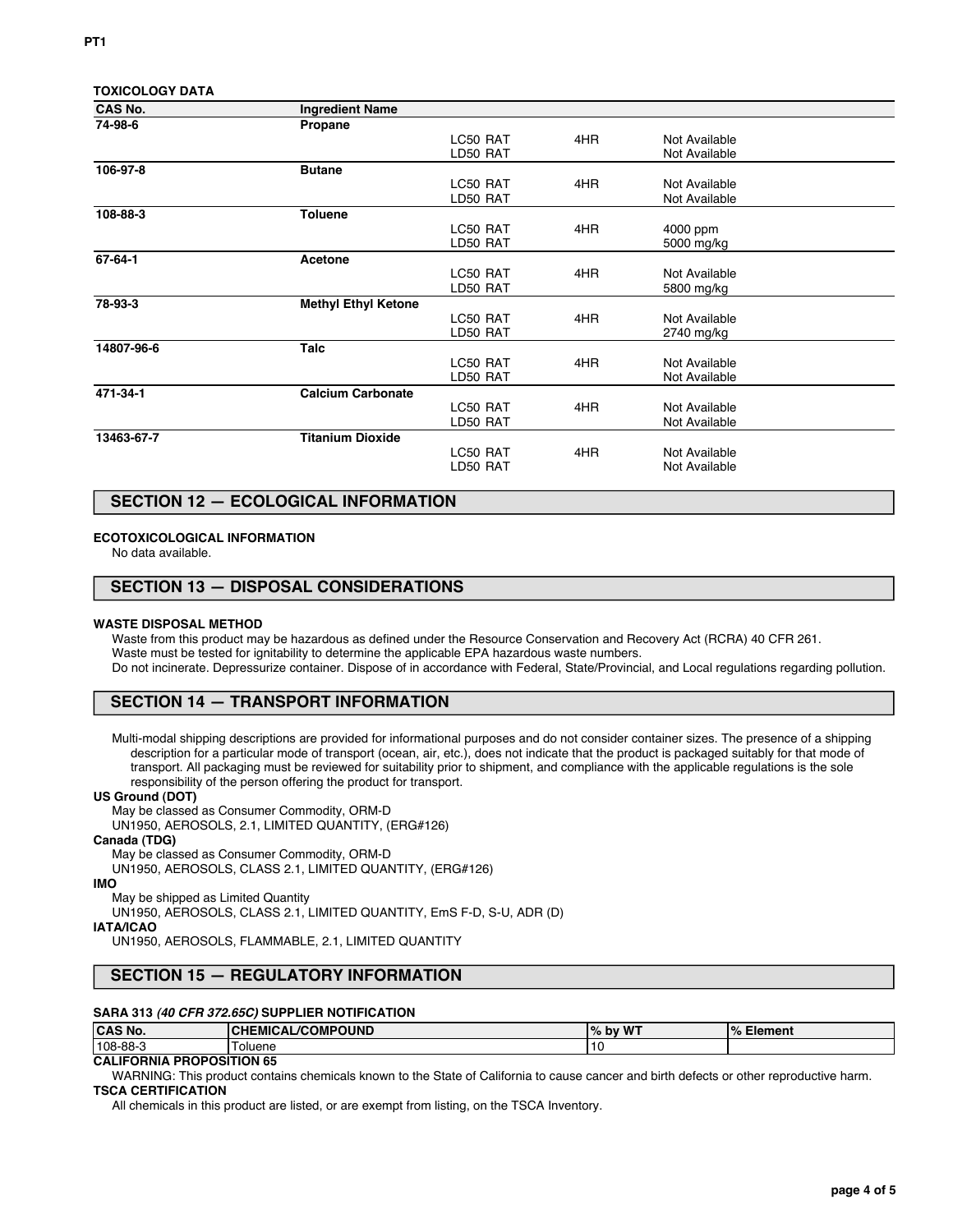**TOXICOLOGY DATA**

| CAS No. | Ingredient Name | | | |
|---|---|---|---|---|
| 74-98-6 | **Propane** | | | |
| | | LC50 RAT | 4HR | Not Available |
| | | LD50 RAT | | Not Available |
| 106-97-8 | **Butane** | | | |
| | | LC50 RAT | 4HR | Not Available |
| | | LD50 RAT | | Not Available |
| 108-88-3 | **Toluene** | | | |
| | | LC50 RAT | 4HR | 4000 ppm |
| | | LD50 RAT | | 5000 mg/kg |
| 67-64-1 | **Acetone** | | | |
| | | LC50 RAT | 4HR | Not Available |
| | | LD50 RAT | | 5800 mg/kg |
| 78-93-3 | **Methyl Ethyl Ketone** | | | |
| | | LC50 RAT | 4HR | Not Available |
| | | LD50 RAT | | 2740 mg/kg |
| 14807-96-6 | **Talc** | | | |
| | | LC50 RAT | 4HR | Not Available |
| | | LD50 RAT | | Not Available |
| 471-34-1 | **Calcium Carbonate** | | | |
| | | LC50 RAT | 4HR | Not Available |
| | | LD50 RAT | | Not Available |
| 13463-67-7 | **Titanium Dioxide** | | | |
| | | LC50 RAT | 4HR | Not Available |
| | | LD50 RAT | | Not Available |

## SECTION 12 — ECOLOGICAL INFORMATION

**ECOTOXICOLOGICAL INFORMATION**

No data available.

## SECTION 13 — DISPOSAL CONSIDERATIONS

**WASTE DISPOSAL METHOD**

Waste from this product may be hazardous as defined under the Resource Conservation and Recovery Act (RCRA) 40 CFR 261.
Waste must be tested for ignitability to determine the applicable EPA hazardous waste numbers.
Do not incinerate. Depressurize container. Dispose of in accordance with Federal, State/Provincial, and Local regulations regarding pollution.

## SECTION 14 — TRANSPORT INFORMATION

Multi-modal shipping descriptions are provided for informational purposes and do not consider container sizes. The presence of a shipping description for a particular mode of transport (ocean, air, etc.), does not indicate that the product is packaged suitably for that mode of transport. All packaging must be reviewed for suitability prior to shipment, and compliance with the applicable regulations is the sole responsibility of the person offering the product for transport.

**US Ground (DOT)**

May be classed as Consumer Commodity, ORM-D
UN1950, AEROSOLS, 2.1, LIMITED QUANTITY, (ERG#126)

**Canada (TDG)**

May be classed as Consumer Commodity, ORM-D
UN1950, AEROSOLS, CLASS 2.1, LIMITED QUANTITY, (ERG#126)

**IMO**

May be shipped as Limited Quantity
UN1950, AEROSOLS, CLASS 2.1, LIMITED QUANTITY, EmS F-D, S-U, ADR (D)

**IATA/ICAO**

UN1950, AEROSOLS, FLAMMABLE, 2.1, LIMITED QUANTITY

## SECTION 15 — REGULATORY INFORMATION

**SARA 313 *(40 CFR 372.65C)* SUPPLIER NOTIFICATION**

| CAS No. | CHEMICAL/COMPOUND | % by WT | % Element |
|---|---|---|---|
| 108-88-3 | Toluene | 10 | |

**CALIFORNIA PROPOSITION 65**

WARNING: This product contains chemicals known to the State of California to cause cancer and birth defects or other reproductive harm.

**TSCA CERTIFICATION**

All chemicals in this product are listed, or are exempt from listing, on the TSCA Inventory.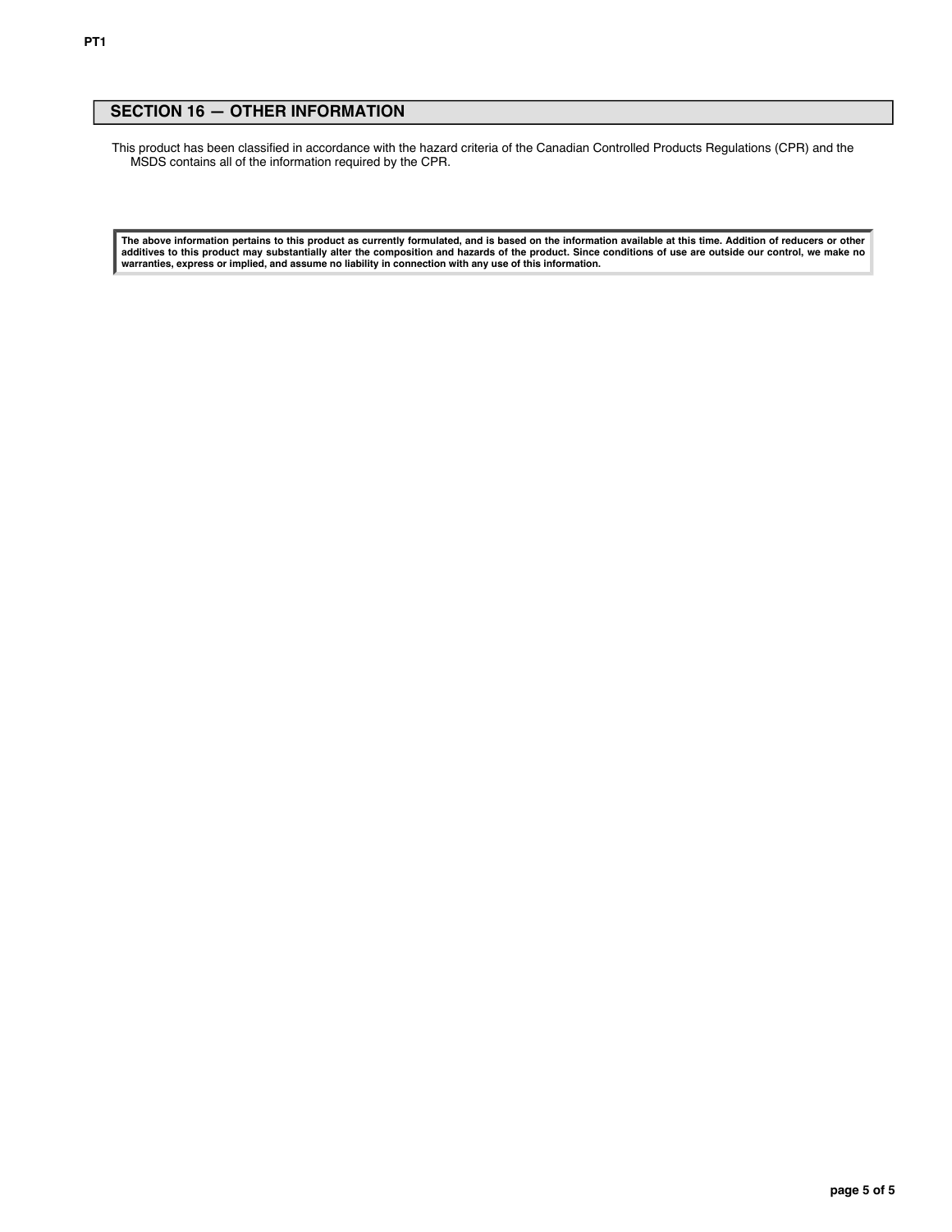## SECTION 16 — OTHER INFORMATION

This product has been classified in accordance with the hazard criteria of the Canadian Controlled Products Regulations (CPR) and the MSDS contains all of the information required by the CPR.

**The above information pertains to this product as currently formulated, and is based on the information available at this time. Addition of reducers or other additives to this product may substantially alter the composition and hazards of the product. Since conditions of use are outside our control, we make no warranties, express or implied, and assume no liability in connection with any use of this information.**